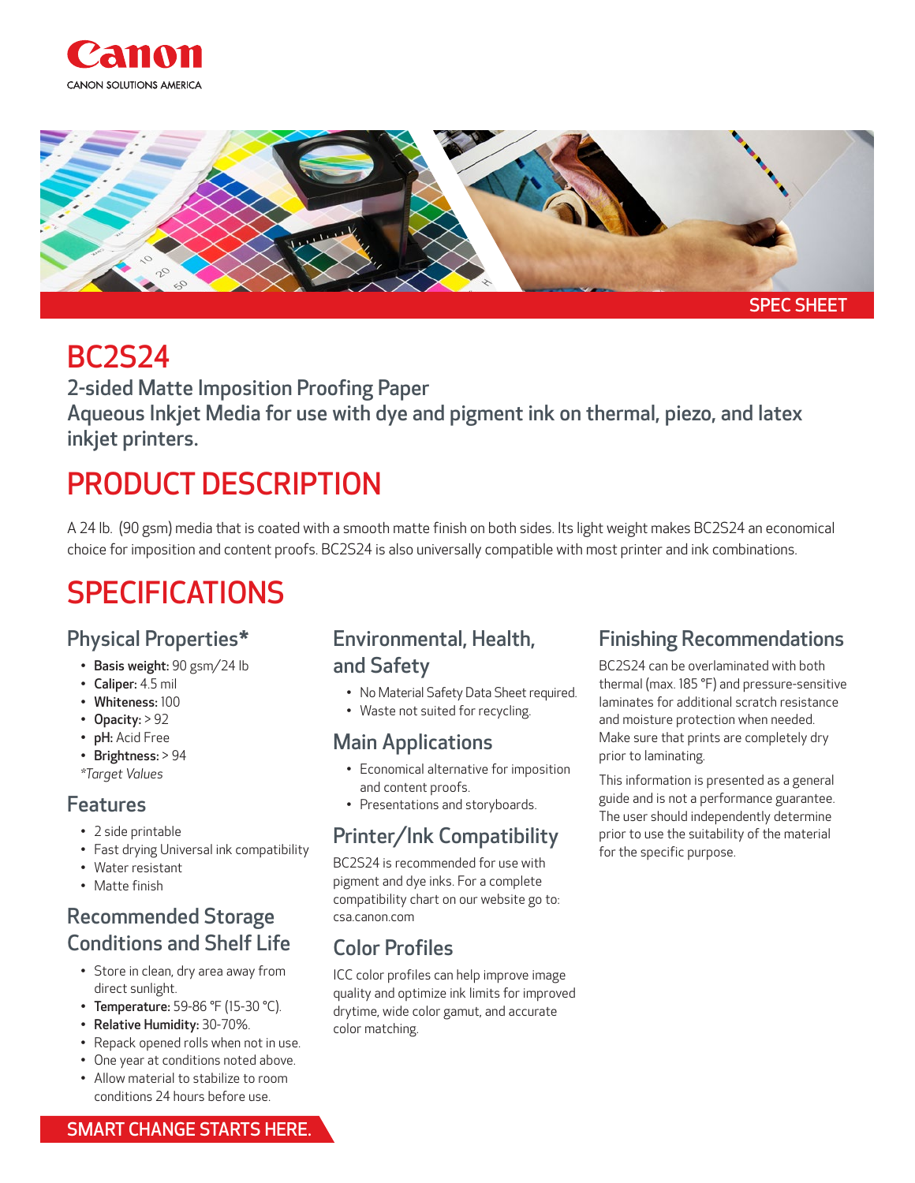Canon

CANON SOLUTIONS AMERICA

SPEC SHEET

# BC2S24

## 2-sided Matte Imposition Proofing Paper
## Aqueous Inkjet Media for use with dye and pigment ink on thermal, piezo, and latex inkjet printers.

# PRODUCT DESCRIPTION

A 24 lb. (90 gsm) media that is coated with a smooth matte finish on both sides. Its light weight makes BC2S24 an economical choice for imposition and content proofs. BC2S24 is also universally compatible with most printer and ink combinations.

# SPECIFICATIONS

## Physical Properties*

- **Basis weight:** 90 gsm/24 lb
- **Caliper:** 4.5 mil
- **Whiteness:** 100
- **Opacity:** > 92
- **pH:** Acid Free
- **Brightness:** > 94

*\*Target Values*

## Features

- 2 side printable
- Fast drying Universal ink compatibility
- Water resistant
- Matte finish

## Recommended Storage Conditions and Shelf Life

- Store in clean, dry area away from direct sunlight.
- **Temperature:** 59-86 °F (15-30 °C).
- **Relative Humidity:** 30-70%.
- Repack opened rolls when not in use.
- One year at conditions noted above.
- Allow material to stabilize to room conditions 24 hours before use.

## Environmental, Health, and Safety

- No Material Safety Data Sheet required.
- Waste not suited for recycling.

## Main Applications

- Economical alternative for imposition and content proofs.
- Presentations and storyboards.

## Printer/Ink Compatibility

BC2S24 is recommended for use with pigment and dye inks. For a complete compatibility chart on our website go to: csa.canon.com

## Color Profiles

ICC color profiles can help improve image quality and optimize ink limits for improved drytime, wide color gamut, and accurate color matching.

## Finishing Recommendations

BC2S24 can be overlaminated with both thermal (max. 185 °F) and pressure-sensitive laminates for additional scratch resistance and moisture protection when needed. Make sure that prints are completely dry prior to laminating.

This information is presented as a general guide and is not a performance guarantee. The user should independently determine prior to use the suitability of the material for the specific purpose.

SMART CHANGE STARTS HERE.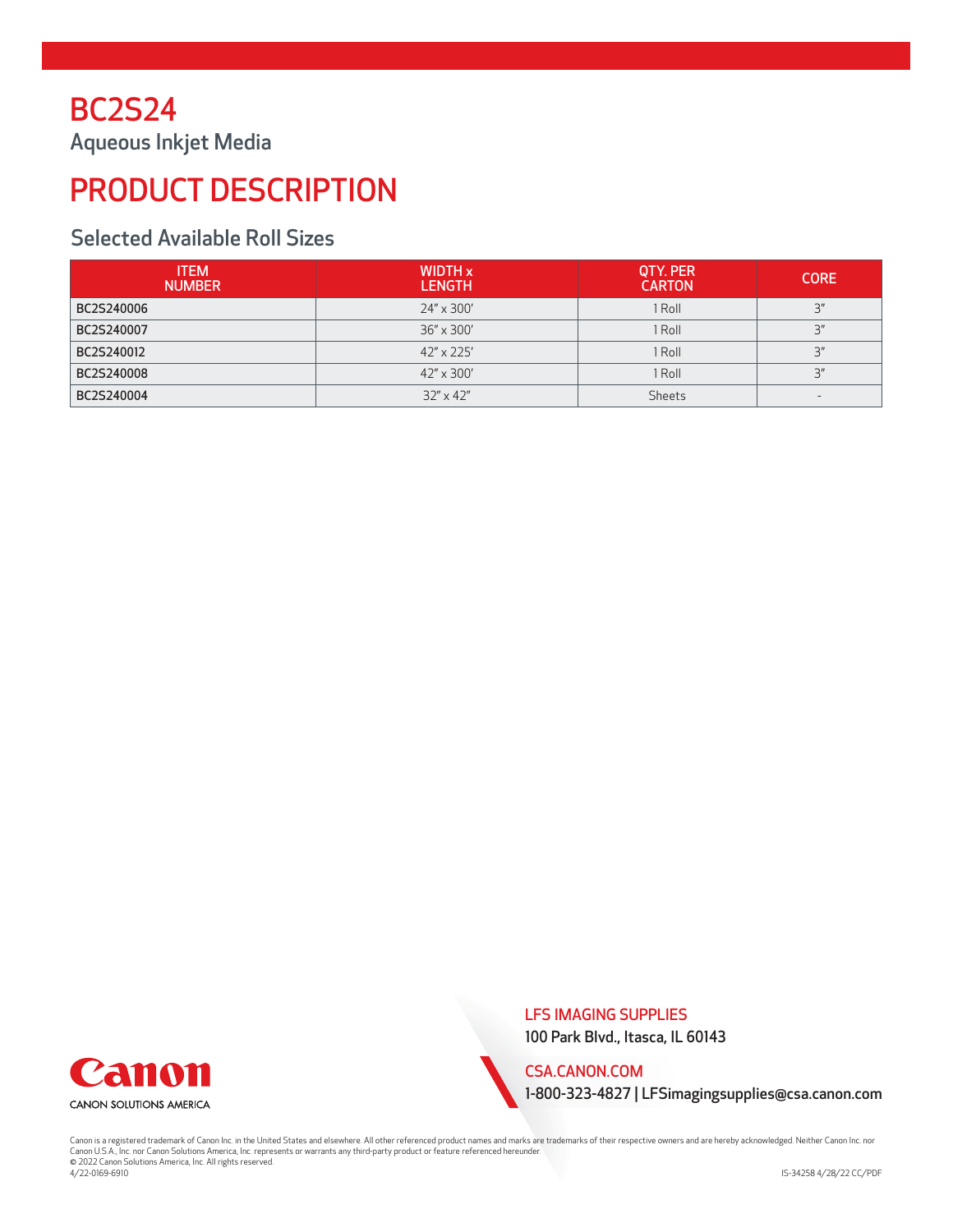# BC2S24

Aqueous Inkjet Media

## PRODUCT DESCRIPTION

### Selected Available Roll Sizes

| ITEM NUMBER | WIDTH x LENGTH | QTY. PER CARTON | CORE |
|---|---|---|---|
| BC2S240006 | 24″ x 300′ | 1 Roll | 3″ |
| BC2S240007 | 36″ x 300′ | 1 Roll | 3″ |
| BC2S240012 | 42″ x 225′ | 1 Roll | 3″ |
| BC2S240008 | 42″ x 300′ | 1 Roll | 3″ |
| BC2S240004 | 32″ x 42″ | Sheets | - |

Canon

CANON SOLUTIONS AMERICA

LFS IMAGING SUPPLIES

100 Park Blvd., Itasca, IL 60143

CSA.CANON.COM

1-800-323-4827 | LFSimagingsupplies@csa.canon.com

Canon is a registered trademark of Canon Inc. in the United States and elsewhere. All other referenced product names and marks are trademarks of their respective owners and are hereby acknowledged. Neither Canon Inc. nor Canon U.S.A., Inc. nor Canon Solutions America, Inc. represents or warrants any third-party product or feature referenced hereunder.
© 2022 Canon Solutions America, Inc. All rights reserved.
4/22-0169-6910

IS-34258 4/28/22 CC/PDF